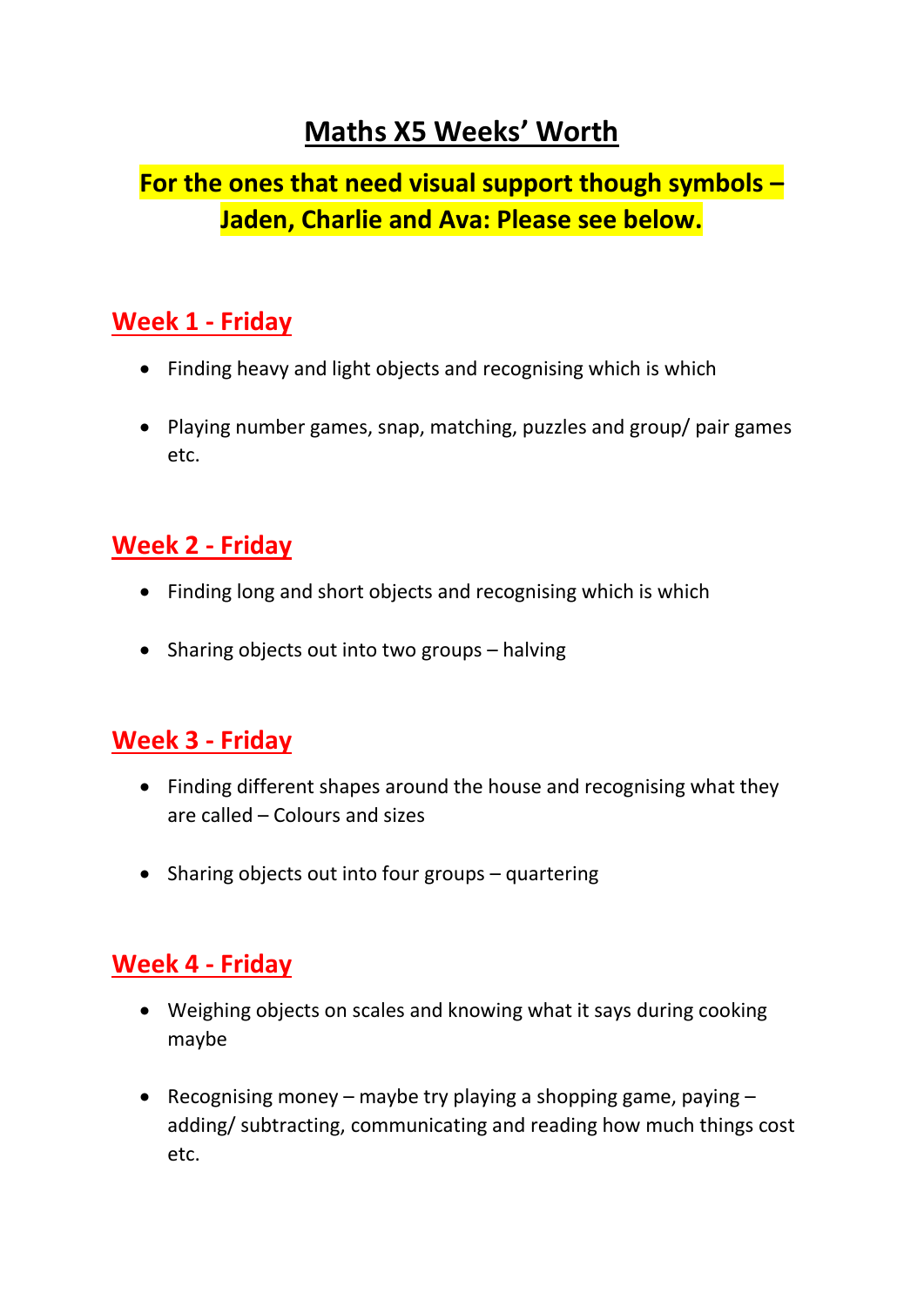# Maths X5 Weeks' Worth

**For the ones that need visual support though symbols – Jaden, Charlie and Ava: Please see below.**

## Week 1 - Friday

- Finding heavy and light objects and recognising which is which
- Playing number games, snap, matching, puzzles and group/ pair games etc.

## Week 2 - Friday

- Finding long and short objects and recognising which is which
- Sharing objects out into two groups – halving

## Week 3 - Friday

- Finding different shapes around the house and recognising what they are called – Colours and sizes
- Sharing objects out into four groups – quartering

## Week 4 - Friday

- Weighing objects on scales and knowing what it says during cooking maybe
- Recognising money – maybe try playing a shopping game, paying – adding/ subtracting, communicating and reading how much things cost etc.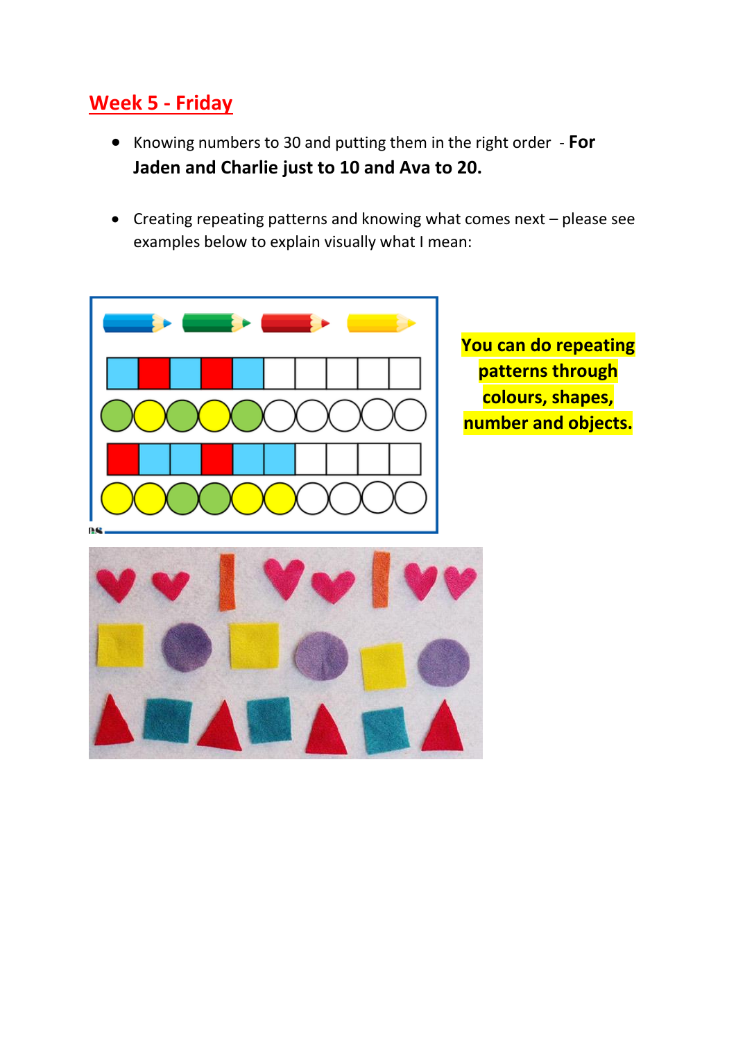# Week 5 - Friday

- Knowing numbers to 30 and putting them in the right order - **For Jaden and Charlie just to 10 and Ava to 20.**

- Creating repeating patterns and knowing what comes next – please see examples below to explain visually what I mean:

**You can do repeating patterns through colours, shapes, number and objects.**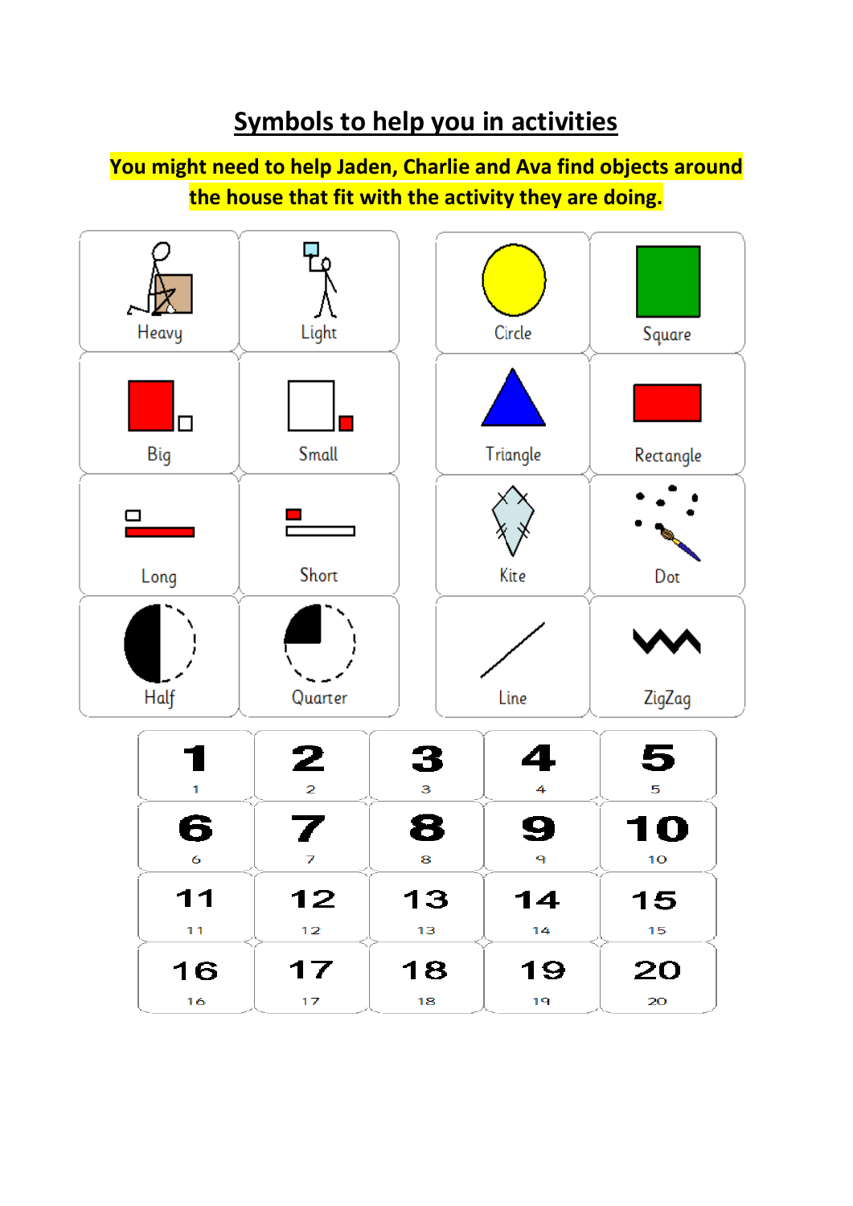# Symbols to help you in activities

**You might need to help Jaden, Charlie and Ava find objects around the house that fit with the activity they are doing.**

| | | | |
|---|---|---|---|
| Heavy | Light | Circle | Square |
| Big | Small | Triangle | Rectangle |
| Long | Short | Kite | Dot |
| Half | Quarter | Line | ZigZag |

| | | | | |
|---|---|---|---|---|
| 1 | 2 | 3 | 4 | 5 |
| 6 | 7 | 8 | 9 | 10 |
| 11 | 12 | 13 | 14 | 15 |
| 16 | 17 | 18 | 19 | 20 |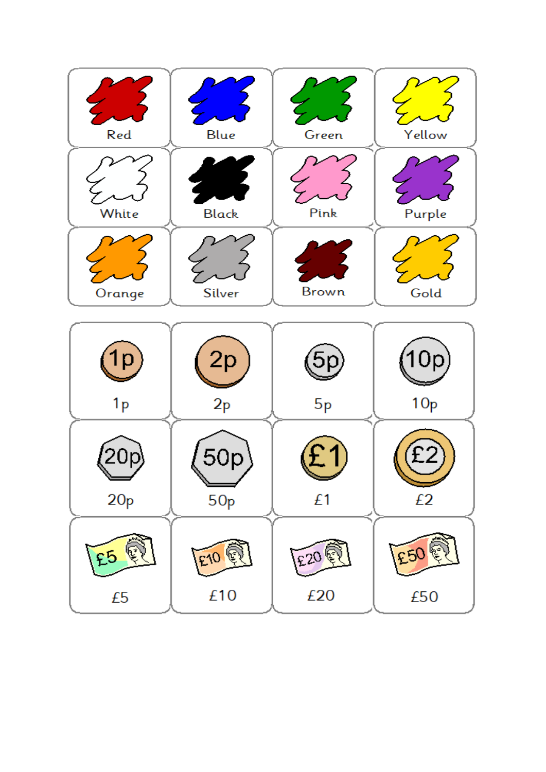| | | | |
|---|---|---|---|
| Red | Blue | Green | Yellow |
| White | Black | Pink | Purple |
| Orange | Silver | Brown | Gold |

| | | | |
|---|---|---|---|
| 1p | 2p | 5p | 10p |
| 20p | 50p | £1 | £2 |
| £5 | £10 | £20 | £50 |